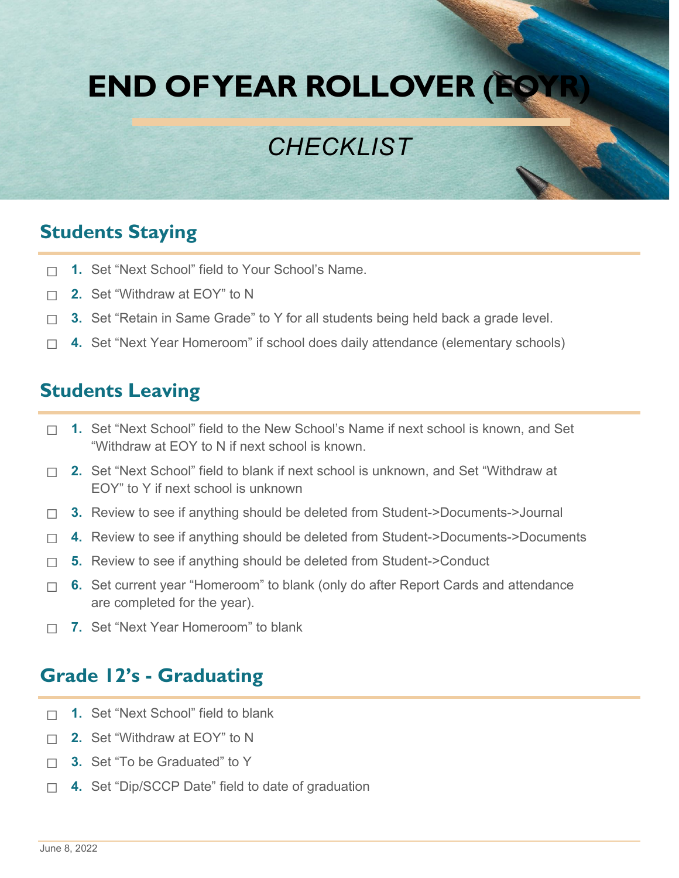# END OF YEAR ROLLOVER (EOYR)

## *CHECKLIST*

## Students Staying

- ☐ **1.** Set "Next School" field to Your School's Name.
- ☐ **2.** Set "Withdraw at EOY" to N
- ☐ **3.** Set "Retain in Same Grade" to Y for all students being held back a grade level.
- ☐ **4.** Set "Next Year Homeroom" if school does daily attendance (elementary schools)

## Students Leaving

- ☐ **1.** Set "Next School" field to the New School's Name if next school is known, and Set "Withdraw at EOY to N if next school is known.
- ☐ **2.** Set "Next School" field to blank if next school is unknown, and Set "Withdraw at EOY" to Y if next school is unknown
- ☐ **3.** Review to see if anything should be deleted from Student->Documents->Journal
- ☐ **4.** Review to see if anything should be deleted from Student->Documents->Documents
- ☐ **5.** Review to see if anything should be deleted from Student->Conduct
- ☐ **6.** Set current year "Homeroom" to blank (only do after Report Cards and attendance are completed for the year).
- ☐ **7.** Set "Next Year Homeroom" to blank

## Grade 12's - Graduating

- ☐ **1.** Set "Next School" field to blank
- ☐ **2.** Set "Withdraw at EOY" to N
- ☐ **3.** Set "To be Graduated" to Y
- ☐ **4.** Set "Dip/SCCP Date" field to date of graduation

June 8, 2022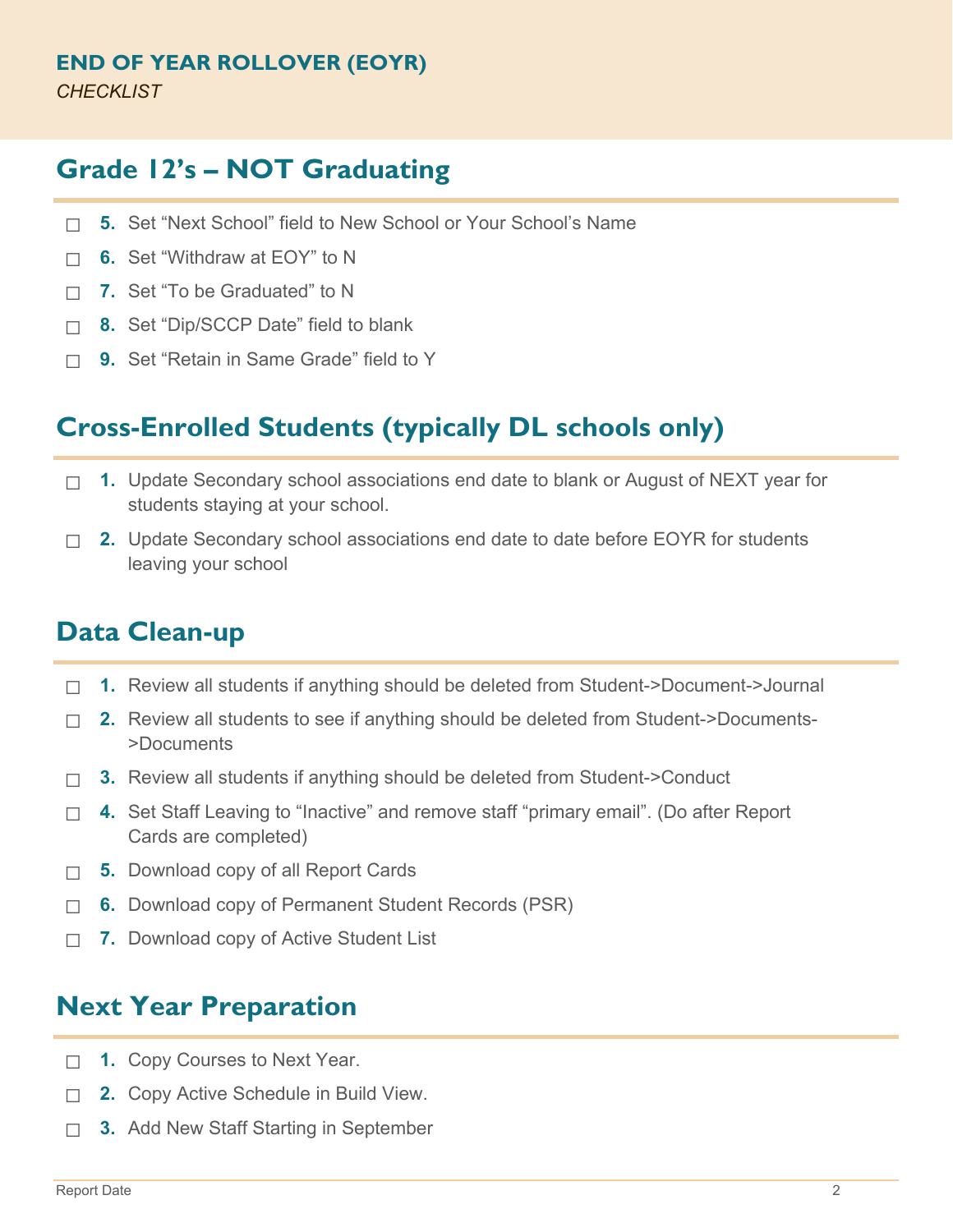# END OF YEAR ROLLOVER (EOYR)

*CHECKLIST*

## Grade 12's – NOT Graduating

- ☐ **5.** Set "Next School" field to New School or Your School's Name
- ☐ **6.** Set "Withdraw at EOY" to N
- ☐ **7.** Set "To be Graduated" to N
- ☐ **8.** Set "Dip/SCCP Date" field to blank
- ☐ **9.** Set "Retain in Same Grade" field to Y

## Cross-Enrolled Students (typically DL schools only)

- ☐ **1.** Update Secondary school associations end date to blank or August of NEXT year for students staying at your school.
- ☐ **2.** Update Secondary school associations end date to date before EOYR for students leaving your school

## Data Clean-up

- ☐ **1.** Review all students if anything should be deleted from Student->Document->Journal
- ☐ **2.** Review all students to see if anything should be deleted from Student->Documents->Documents
- ☐ **3.** Review all students if anything should be deleted from Student->Conduct
- ☐ **4.** Set Staff Leaving to "Inactive" and remove staff "primary email". (Do after Report Cards are completed)
- ☐ **5.** Download copy of all Report Cards
- ☐ **6.** Download copy of Permanent Student Records (PSR)
- ☐ **7.** Download copy of Active Student List

## Next Year Preparation

- ☐ **1.** Copy Courses to Next Year.
- ☐ **2.** Copy Active Schedule in Build View.
- ☐ **3.** Add New Staff Starting in September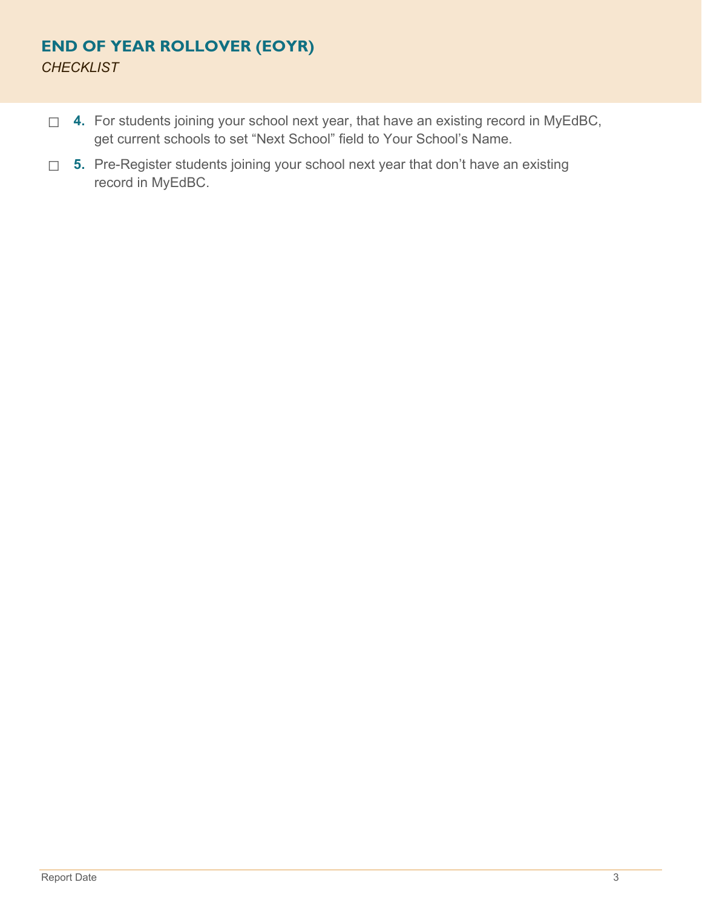# END OF YEAR ROLLOVER (EOYR)

*CHECKLIST*

- ☐ **4.** For students joining your school next year, that have an existing record in MyEdBC, get current schools to set “Next School” field to Your School’s Name.
- ☐ **5.** Pre-Register students joining your school next year that don’t have an existing record in MyEdBC.